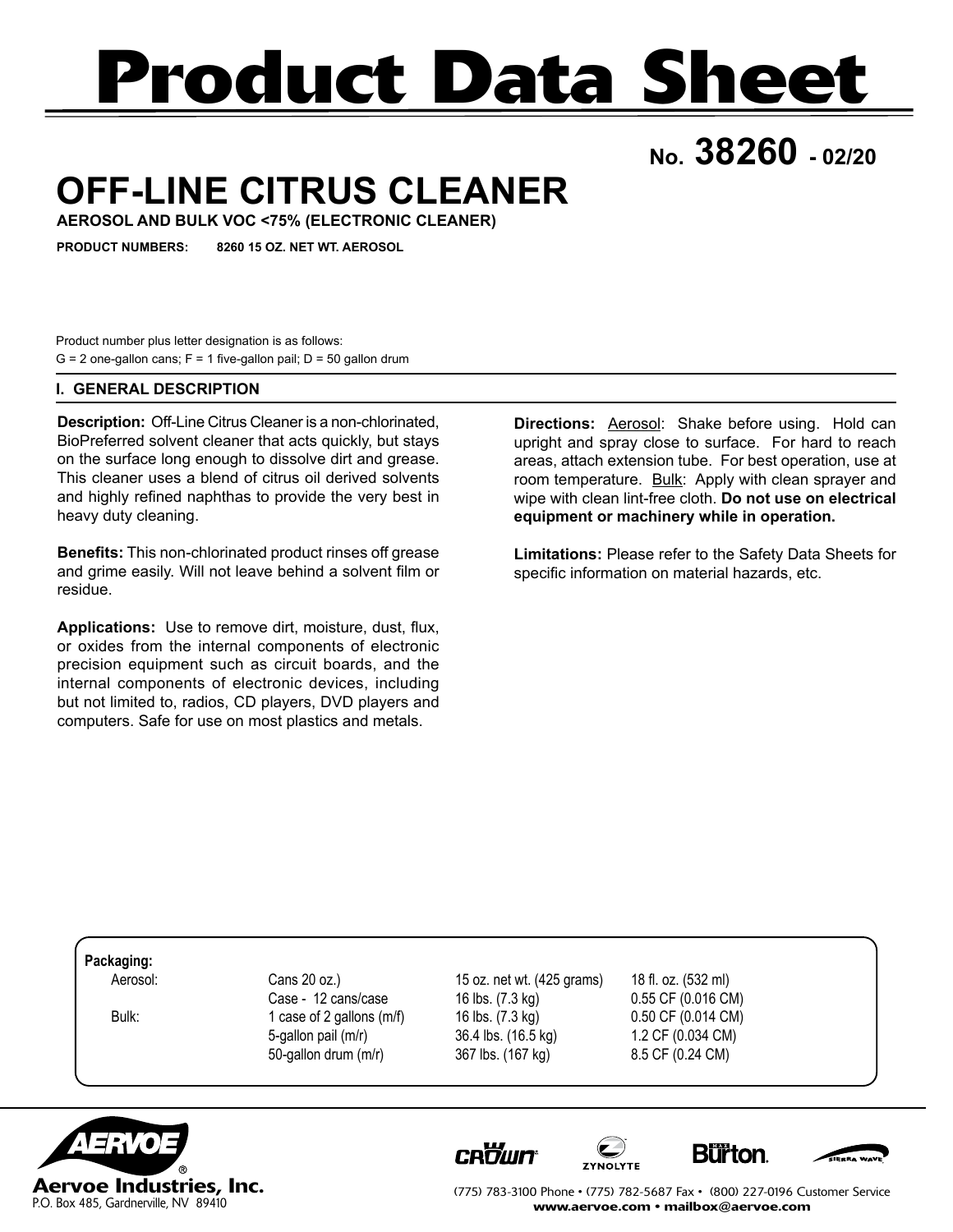# Product Data Sheet

**No. 38260 - 02/20**

## OFF-LINE CITRUS CLEANER

**AEROSOL AND BULK VOC <75% (ELECTRONIC CLEANER)**

**PRODUCT NUMBERS: 8260 15 OZ. NET WT. AEROSOL**

Product number plus letter designation is as follows:
G = 2 one-gallon cans; F = 1 five-gallon pail; D = 50 gallon drum

### I. GENERAL DESCRIPTION

**Description:** Off-Line Citrus Cleaner is a non-chlorinated, BioPreferred solvent cleaner that acts quickly, but stays on the surface long enough to dissolve dirt and grease. This cleaner uses a blend of citrus oil derived solvents and highly refined naphthas to provide the very best in heavy duty cleaning.

**Benefits:** This non-chlorinated product rinses off grease and grime easily. Will not leave behind a solvent film or residue.

**Applications:** Use to remove dirt, moisture, dust, flux, or oxides from the internal components of electronic precision equipment such as circuit boards, and the internal components of electronic devices, including but not limited to, radios, CD players, DVD players and computers. Safe for use on most plastics and metals.

**Directions:** Aerosol: Shake before using. Hold can upright and spray close to surface. For hard to reach areas, attach extension tube. For best operation, use at room temperature. Bulk: Apply with clean sprayer and wipe with clean lint-free cloth. **Do not use on electrical equipment or machinery while in operation.**

**Limitations:** Please refer to the Safety Data Sheets for specific information on material hazards, etc.

**Packaging:**

| | | | |
|---|---|---|---|
| Aerosol: | Cans 20 oz.) | 15 oz. net wt. (425 grams) | 18 fl. oz. (532 ml) |
| | Case - 12 cans/case | 16 lbs. (7.3 kg) | 0.55 CF (0.016 CM) |
| Bulk: | 1 case of 2 gallons (m/f) | 16 lbs. (7.3 kg) | 0.50 CF (0.014 CM) |
| | 5-gallon pail (m/r) | 36.4 lbs. (16.5 kg) | 1.2 CF (0.034 CM) |
| | 50-gallon drum (m/r) | 367 lbs. (167 kg) | 8.5 CF (0.24 CM) |

**Aervoe Industries, Inc.**
P.O. Box 485, Gardnerville, NV 89410

(775) 783-3100 Phone • (775) 782-5687 Fax • (800) 227-0196 Customer Service
www.aervoe.com • mailbox@aervoe.com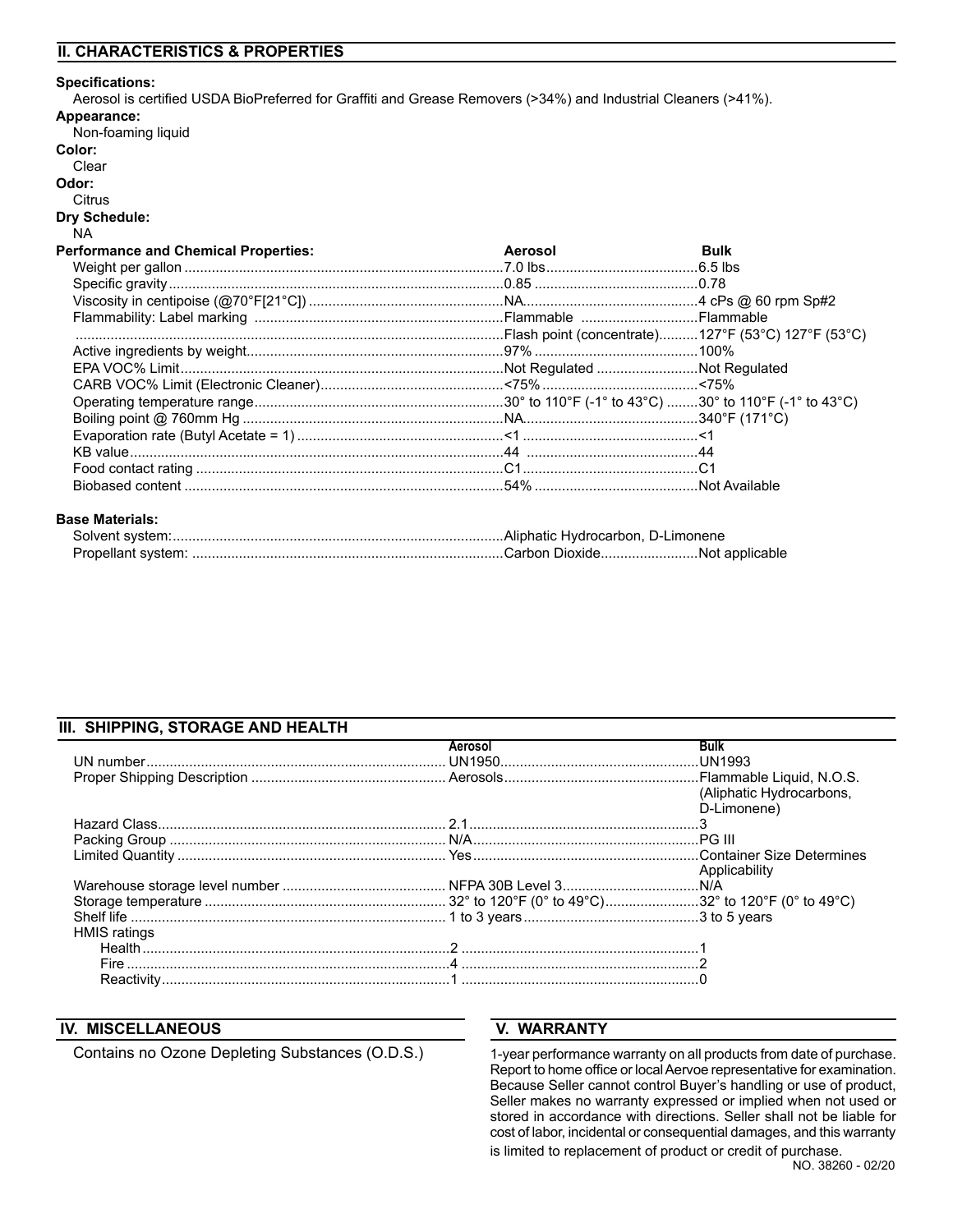## II. CHARACTERISTICS & PROPERTIES

**Specifications:**

Aerosol is certified USDA BioPreferred for Graffiti and Grease Removers (>34%) and Industrial Cleaners (>41%).

**Appearance:**

Non-foaming liquid

**Color:**

Clear

**Odor:**

Citrus

**Dry Schedule:**

NA

| Performance and Chemical Properties: | Aerosol | Bulk |
|---|---|---|
| Weight per gallon | 7.0 lbs | 6.5 lbs |
| Specific gravity | 0.85 | 0.78 |
| Viscosity in centipoise (@70°F[21°C]) | NA | 4 cPs @ 60 rpm Sp#2 |
| Flammability: Label marking | Flammable | Flammable |
| | Flash point (concentrate) | 127°F (53°C) 127°F (53°C) |
| Active ingredients by weight | 97% | 100% |
| EPA VOC% Limit | Not Regulated | Not Regulated |
| CARB VOC% Limit (Electronic Cleaner) | <75% | <75% |
| Operating temperature range | 30° to 110°F (-1° to 43°C) | 30° to 110°F (-1° to 43°C) |
| Boiling point @ 760mm Hg | NA | 340°F (171°C) |
| Evaporation rate (Butyl Acetate = 1) | <1 | <1 |
| KB value | 44 | 44 |
| Food contact rating | C1 | C1 |
| Biobased content | 54% | Not Available |

**Base Materials:**

| | | |
|---|---|---|
| Solvent system: | Aliphatic Hydrocarbon, D-Limonene | |
| Propellant system: | Carbon Dioxide | Not applicable |

## III. SHIPPING, STORAGE AND HEALTH

| | Aerosol | Bulk |
|---|---|---|
| UN number | UN1950 | UN1993 |
| Proper Shipping Description | Aerosols | Flammable Liquid, N.O.S. (Aliphatic Hydrocarbons, D-Limonene) |
| Hazard Class | 2.1 | 3 |
| Packing Group | N/A | PG III |
| Limited Quantity | Yes | Container Size Determines Applicability |
| Warehouse storage level number | NFPA 30B Level 3 | N/A |
| Storage temperature | 32° to 120°F (0° to 49°C) | 32° to 120°F (0° to 49°C) |
| Shelf life | 1 to 3 years | 3 to 5 years |
| HMIS ratings | | |
| Health | 2 | 1 |
| Fire | 4 | 2 |
| Reactivity | 1 | 0 |

## IV. MISCELLANEOUS

Contains no Ozone Depleting Substances (O.D.S.)

## V. WARRANTY

1-year performance warranty on all products from date of purchase. Report to home office or local Aervoe representative for examination. Because Seller cannot control Buyer's handling or use of product, Seller makes no warranty expressed or implied when not used or stored in accordance with directions. Seller shall not be liable for cost of labor, incidental or consequential damages, and this warranty is limited to replacement of product or credit of purchase.

NO. 38260 - 02/20